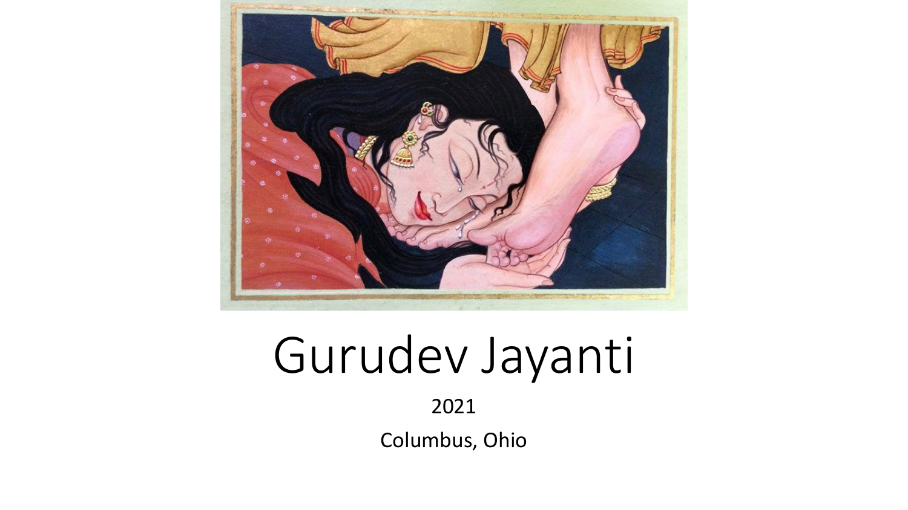# Gurudev Jayanti

2021

Columbus, Ohio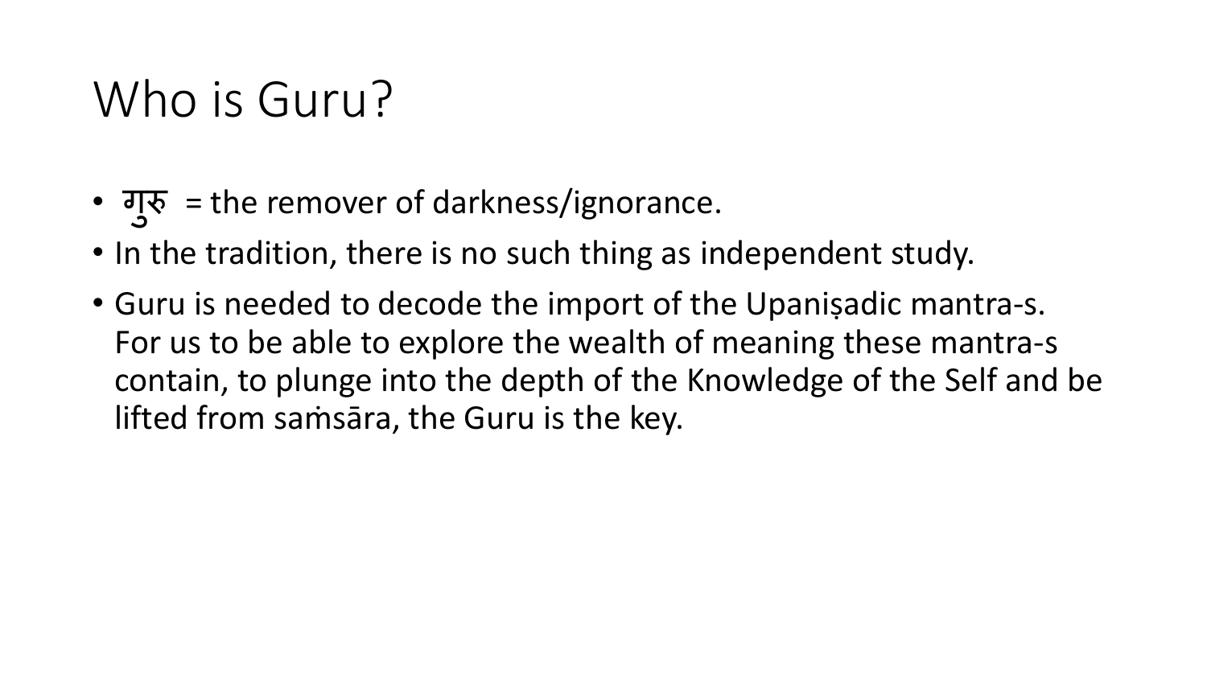# Who is Guru?

- गुरु = the remover of darkness/ignorance.
- In the tradition, there is no such thing as independent study.
- Guru is needed to decode the import of the Upaniṣadic mantra-s. For us to be able to explore the wealth of meaning these mantra-s contain, to plunge into the depth of the Knowledge of the Self and be lifted from saṁsāra, the Guru is the key.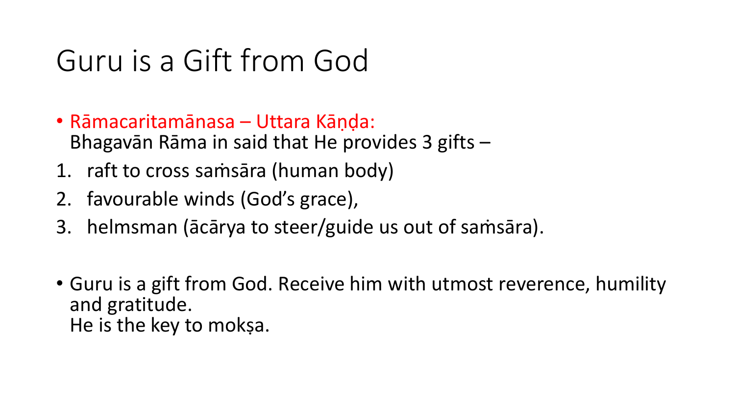# Guru is a Gift from God

- Rāmacaritamānasa – Uttara Kāṇḍa:
  Bhagavān Rāma in said that He provides 3 gifts –

1. raft to cross saṁsāra (human body)
2. favourable winds (God's grace),
3. helmsman (ācārya to steer/guide us out of saṁsāra).

- Guru is a gift from God. Receive him with utmost reverence, humility and gratitude.
  He is the key to mokṣa.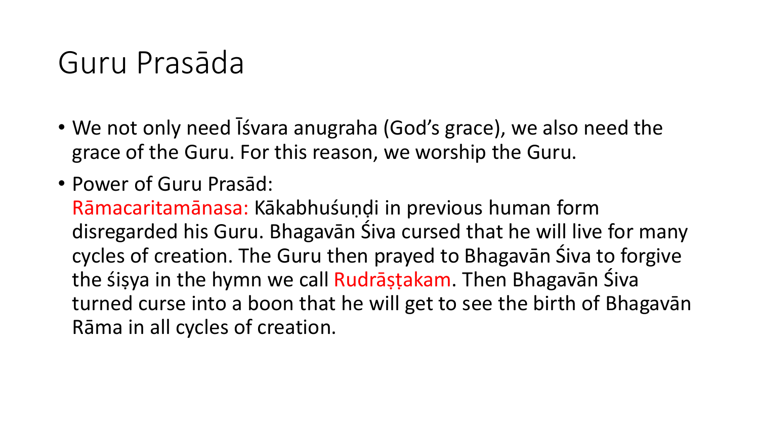# Guru Prasāda

- We not only need Īśvara anugraha (God's grace), we also need the grace of the Guru. For this reason, we worship the Guru.
- Power of Guru Prasād:
  Rāmacaritamānasa: Kākabhuśuṇḍi in previous human form disregarded his Guru. Bhagavān Śiva cursed that he will live for many cycles of creation. The Guru then prayed to Bhagavān Śiva to forgive the śiṣya in the hymn we call Rudrāṣṭakam. Then Bhagavān Śiva turned curse into a boon that he will get to see the birth of Bhagavān Rāma in all cycles of creation.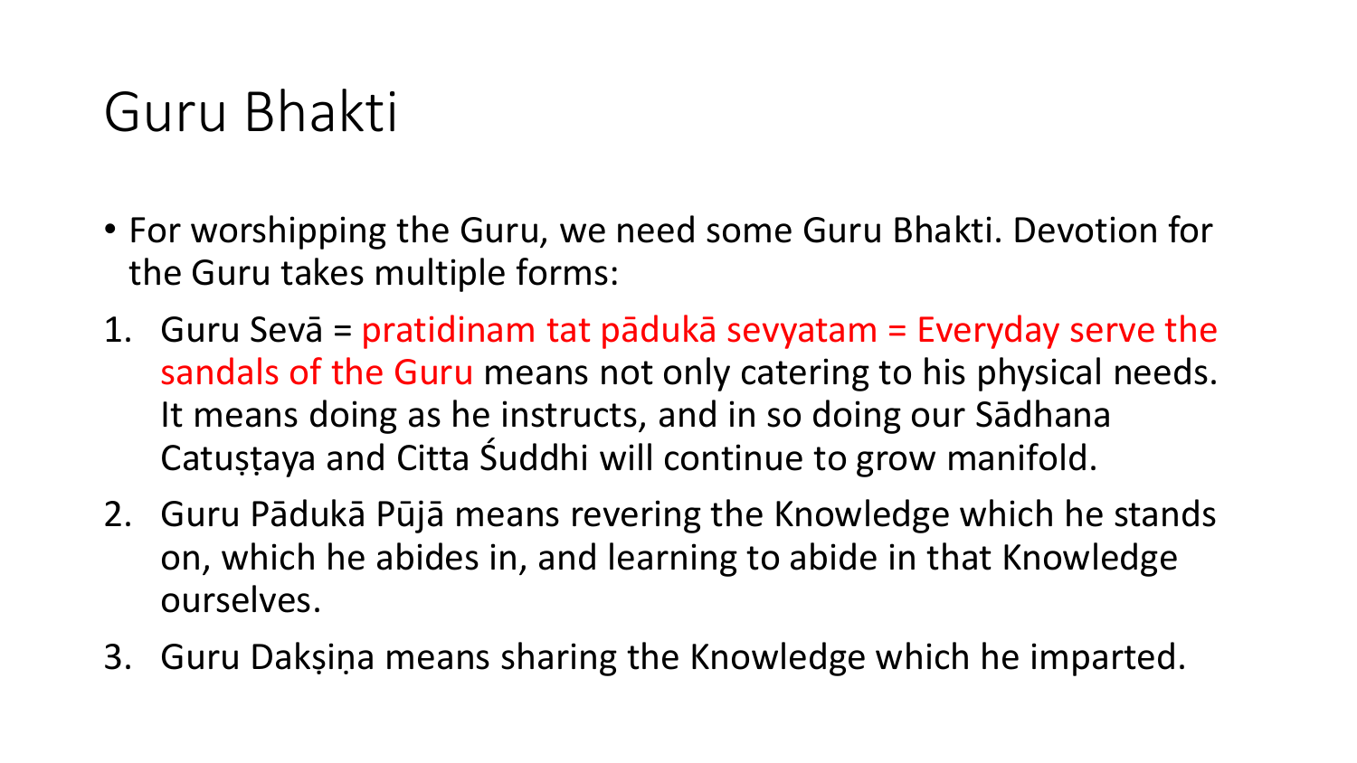# Guru Bhakti

- For worshipping the Guru, we need some Guru Bhakti. Devotion for the Guru takes multiple forms:

1. Guru Sevā = pratidinam tat pādukā sevyatam = Everyday serve the sandals of the Guru means not only catering to his physical needs. It means doing as he instructs, and in so doing our Sādhana Catuṣṭaya and Citta Śuddhi will continue to grow manifold.
2. Guru Pādukā Pūjā means revering the Knowledge which he stands on, which he abides in, and learning to abide in that Knowledge ourselves.
3. Guru Dakṣiṇa means sharing the Knowledge which he imparted.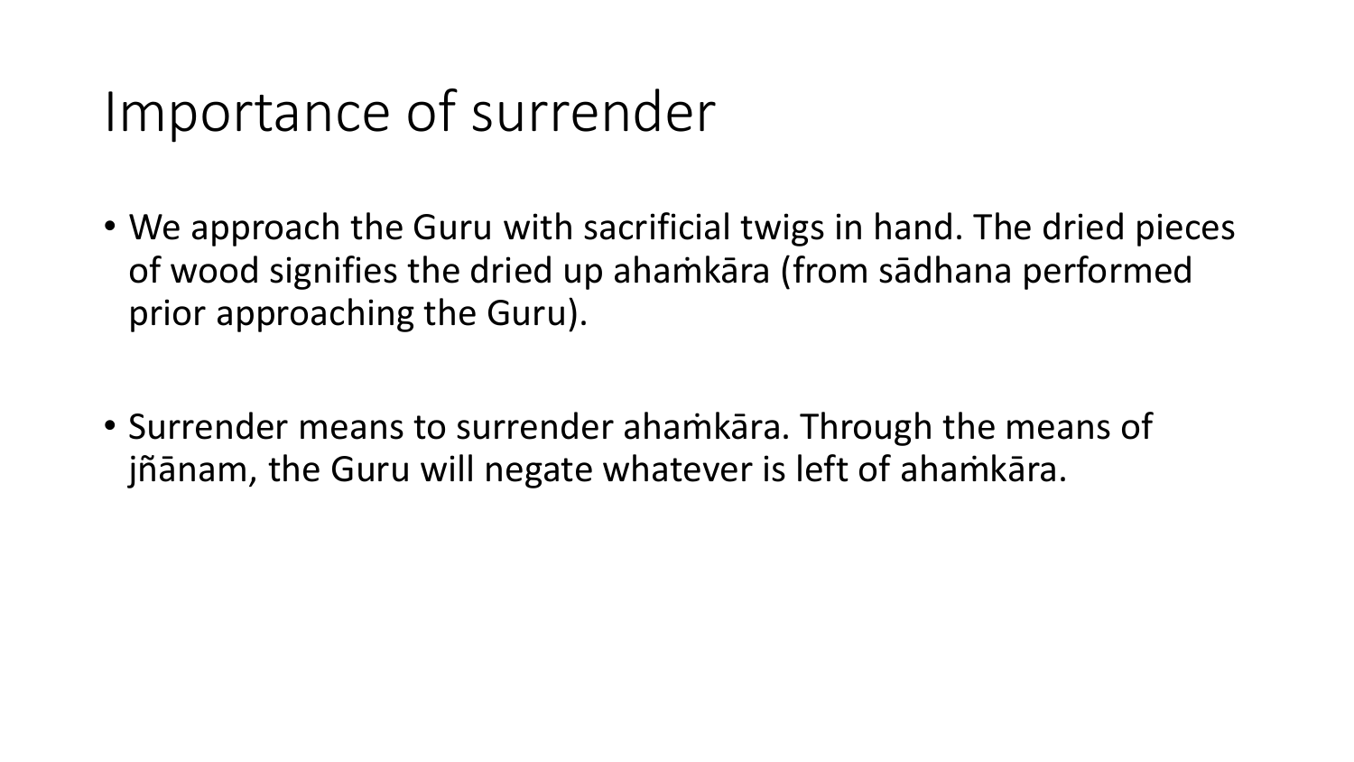# Importance of surrender

- We approach the Guru with sacrificial twigs in hand. The dried pieces of wood signifies the dried up ahaṁkāra (from sādhana performed prior approaching the Guru).

- Surrender means to surrender ahaṁkāra. Through the means of jñānam, the Guru will negate whatever is left of ahaṁkāra.